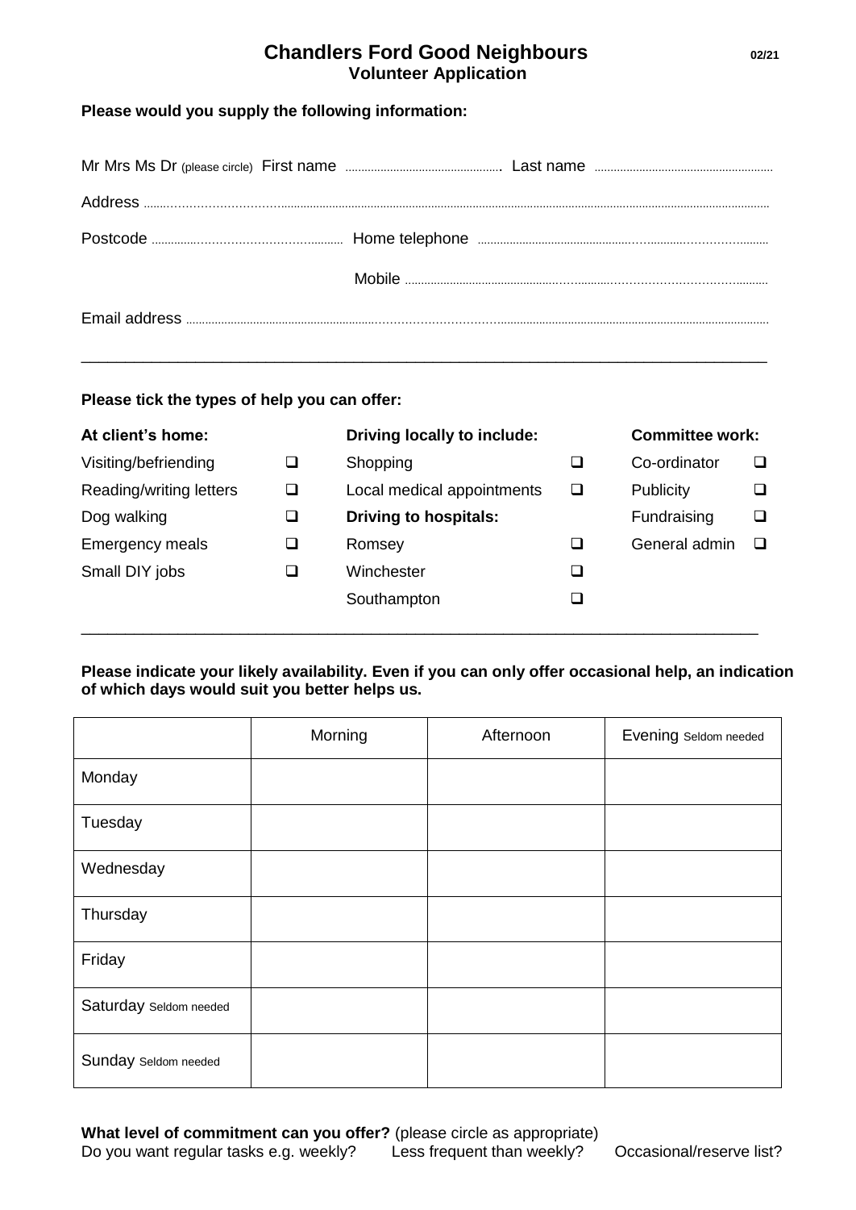# Chandlers Ford Good Neighbours

**02/21**

## Volunteer Application

**Please would you supply the following information:**

Mr Mrs Ms Dr (please circle) First name ................................................. Last name ........................................................

Address ..........................................................................................................................................................................................

Postcode ................................................... Home telephone ............................................................................................

Mobile ............................................................................................

Email address ..............................................................................................................................................................................

---

**Please tick the types of help you can offer:**

**At client's home:**

- Visiting/befriending ☐
- Reading/writing letters ☐
- Dog walking ☐
- Emergency meals ☐
- Small DIY jobs ☐

**Driving locally to include:**

- Shopping ☐
- Local medical appointments ☐

**Driving to hospitals:**

- Romsey ☐
- Winchester ☐
- Southampton ☐

**Committee work:**

- Co-ordinator ☐
- Publicity ☐
- Fundraising ☐
- General admin ☐

---

**Please indicate your likely availability. Even if you can only offer occasional help, an indication of which days would suit you better helps us.**

| | Morning | Afternoon | Evening Seldom needed |
|---|---|---|---|
| Monday | | | |
| Tuesday | | | |
| Wednesday | | | |
| Thursday | | | |
| Friday | | | |
| Saturday Seldom needed | | | |
| Sunday Seldom needed | | | |

**What level of commitment can you offer?** (please circle as appropriate)

Do you want regular tasks e.g. weekly? Less frequent than weekly? Occasional/reserve list?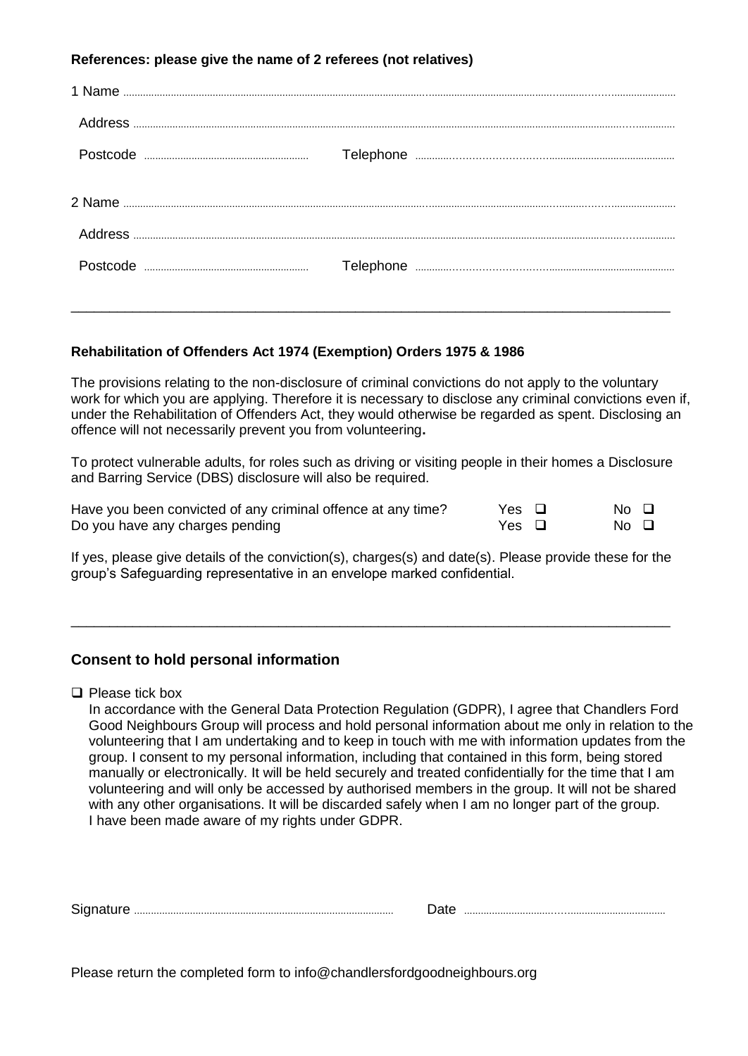**References: please give the name of 2 referees (not relatives)**

1 Name ..........................................................................................................................................................

Address ..........................................................................................................................................................

Postcode .............................................. Telephone ..........................................................................

2 Name ..........................................................................................................................................................

Address ..........................................................................................................................................................

Postcode .............................................. Telephone ..........................................................................

---

**Rehabilitation of Offenders Act 1974 (Exemption) Orders 1975 & 1986**

The provisions relating to the non-disclosure of criminal convictions do not apply to the voluntary work for which you are applying. Therefore it is necessary to disclose any criminal convictions even if, under the Rehabilitation of Offenders Act, they would otherwise be regarded as spent. Disclosing an offence will not necessarily prevent you from volunteering**.**

To protect vulnerable adults, for roles such as driving or visiting people in their homes a Disclosure and Barring Service (DBS) disclosure will also be required.

Have you been convicted of any criminal offence at any time? Yes ❑ No ❑
Do you have any charges pending Yes ❑ No ❑

If yes, please give details of the conviction(s), charges(s) and date(s). Please provide these for the group's Safeguarding representative in an envelope marked confidential.

---

## Consent to hold personal information

❑ Please tick box

In accordance with the General Data Protection Regulation (GDPR), I agree that Chandlers Ford Good Neighbours Group will process and hold personal information about me only in relation to the volunteering that I am undertaking and to keep in touch with me with information updates from the group. I consent to my personal information, including that contained in this form, being stored manually or electronically. It will be held securely and treated confidentially for the time that I am volunteering and will only be accessed by authorised members in the group. It will not be shared with any other organisations. It will be discarded safely when I am no longer part of the group. I have been made aware of my rights under GDPR.

Signature .................................................................................... Date ...............................................................

Please return the completed form to info@chandlersfordgoodneighbours.org